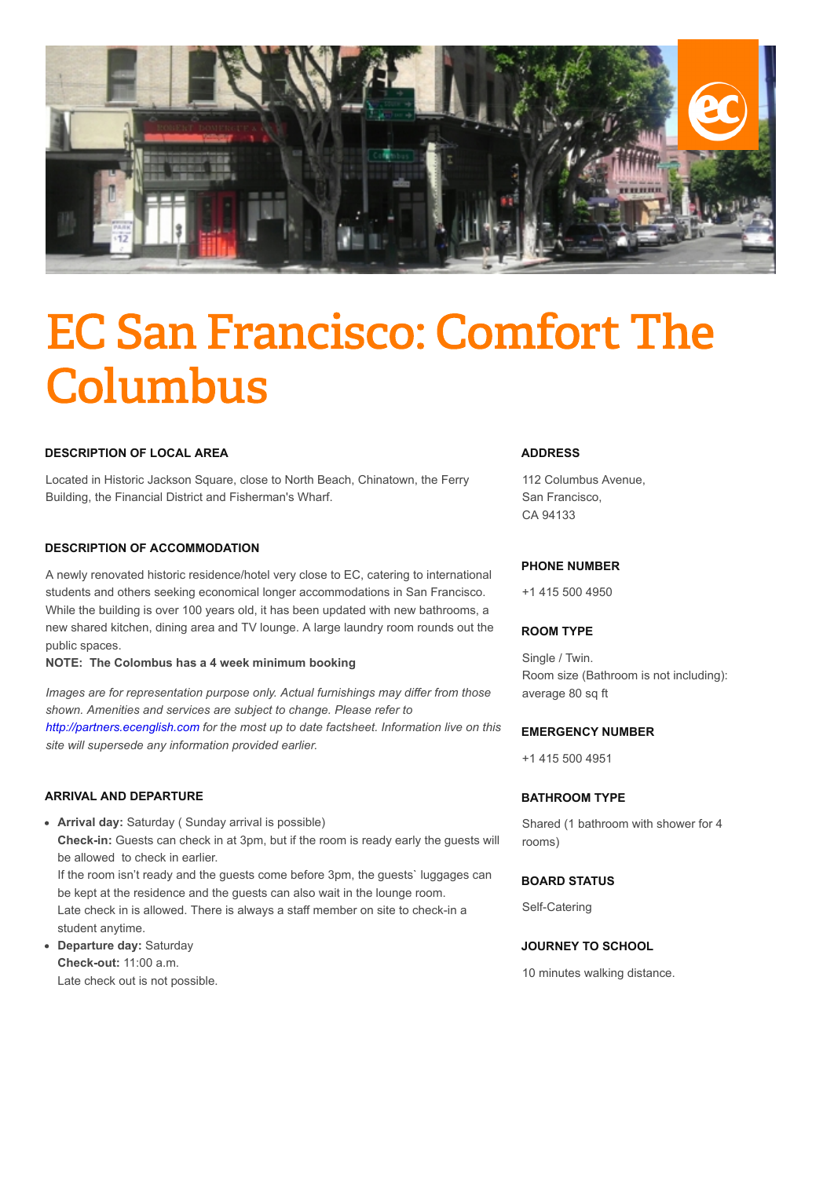# EC San Francisco: Comfort The Columbus

**DESCRIPTION OF LOCAL AREA**

Located in Historic Jackson Square, close to North Beach, Chinatown, the Ferry Building, the Financial District and Fisherman's Wharf.

**DESCRIPTION OF ACCOMMODATION**

A newly renovated historic residence/hotel very close to EC, catering to international students and others seeking economical longer accommodations in San Francisco. While the building is over 100 years old, it has been updated with new bathrooms, a new shared kitchen, dining area and TV lounge. A large laundry room rounds out the public spaces.
**NOTE: The Colombus has a 4 week minimum booking**

*Images are for representation purpose only. Actual furnishings may differ from those shown. Amenities and services are subject to change. Please refer to http://partners.ecenglish.com for the most up to date factsheet. Information live on this site will supersede any information provided earlier.*

**ARRIVAL AND DEPARTURE**

- **Arrival day:** Saturday ( Sunday arrival is possible)
  **Check-in:** Guests can check in at 3pm, but if the room is ready early the guests will be allowed to check in earlier.
  If the room isn't ready and the guests come before 3pm, the guests` luggages can be kept at the residence and the guests can also wait in the lounge room.
  Late check in is allowed. There is always a staff member on site to check-in a student anytime.
- **Departure day:** Saturday
  **Check-out:** 11:00 a.m.
  Late check out is not possible.

**ADDRESS**

112 Columbus Avenue,
San Francisco,
CA 94133

**PHONE NUMBER**

+1 415 500 4950

**ROOM TYPE**

Single / Twin.
Room size (Bathroom is not including): average 80 sq ft

**EMERGENCY NUMBER**

+1 415 500 4951

**BATHROOM TYPE**

Shared (1 bathroom with shower for 4 rooms)

**BOARD STATUS**

Self-Catering

**JOURNEY TO SCHOOL**

10 minutes walking distance.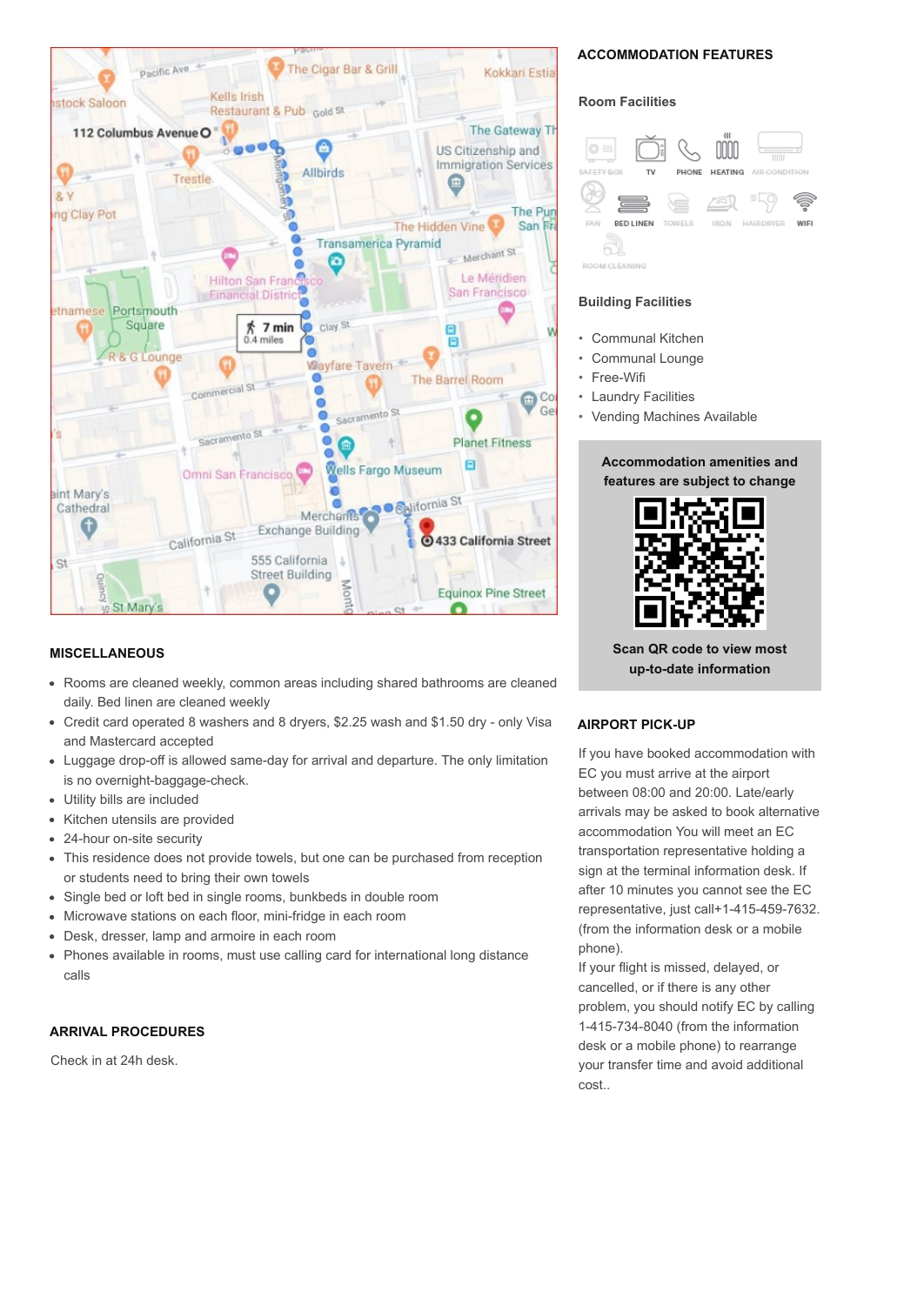## MISCELLANEOUS

- Rooms are cleaned weekly, common areas including shared bathrooms are cleaned daily. Bed linen are cleaned weekly
- Credit card operated 8 washers and 8 dryers, $2.25 wash and $1.50 dry - only Visa and Mastercard accepted
- Luggage drop-off is allowed same-day for arrival and departure. The only limitation is no overnight-baggage-check.
- Utility bills are included
- Kitchen utensils are provided
- 24-hour on-site security
- This residence does not provide towels, but one can be purchased from reception or students need to bring their own towels
- Single bed or loft bed in single rooms, bunkbeds in double room
- Microwave stations on each floor, mini-fridge in each room
- Desk, dresser, lamp and armoire in each room
- Phones available in rooms, must use calling card for international long distance calls

## ARRIVAL PROCEDURES

Check in at 24h desk.

## ACCOMMODATION FEATURES

### Room Facilities

SAFETY BOX, TV, PHONE, HEATING, AIR CONDITION, FAN, BED LINEN, TOWELS, IRON, HAIRDRYER, WIFI, ROOM CLEANING

### Building Facilities

- Communal Kitchen
- Communal Lounge
- Free-Wifi
- Laundry Facilities
- Vending Machines Available

**Accommodation amenities and features are subject to change**

**Scan QR code to view most up-to-date information**

## AIRPORT PICK-UP

If you have booked accommodation with EC you must arrive at the airport between 08:00 and 20:00. Late/early arrivals may be asked to book alternative accommodation You will meet an EC transportation representative holding a sign at the terminal information desk. If after 10 minutes you cannot see the EC representative, just call+1-415-459-7632. (from the information desk or a mobile phone).

If your flight is missed, delayed, or cancelled, or if there is any other problem, you should notify EC by calling 1-415-734-8040 (from the information desk or a mobile phone) to rearrange your transfer time and avoid additional cost..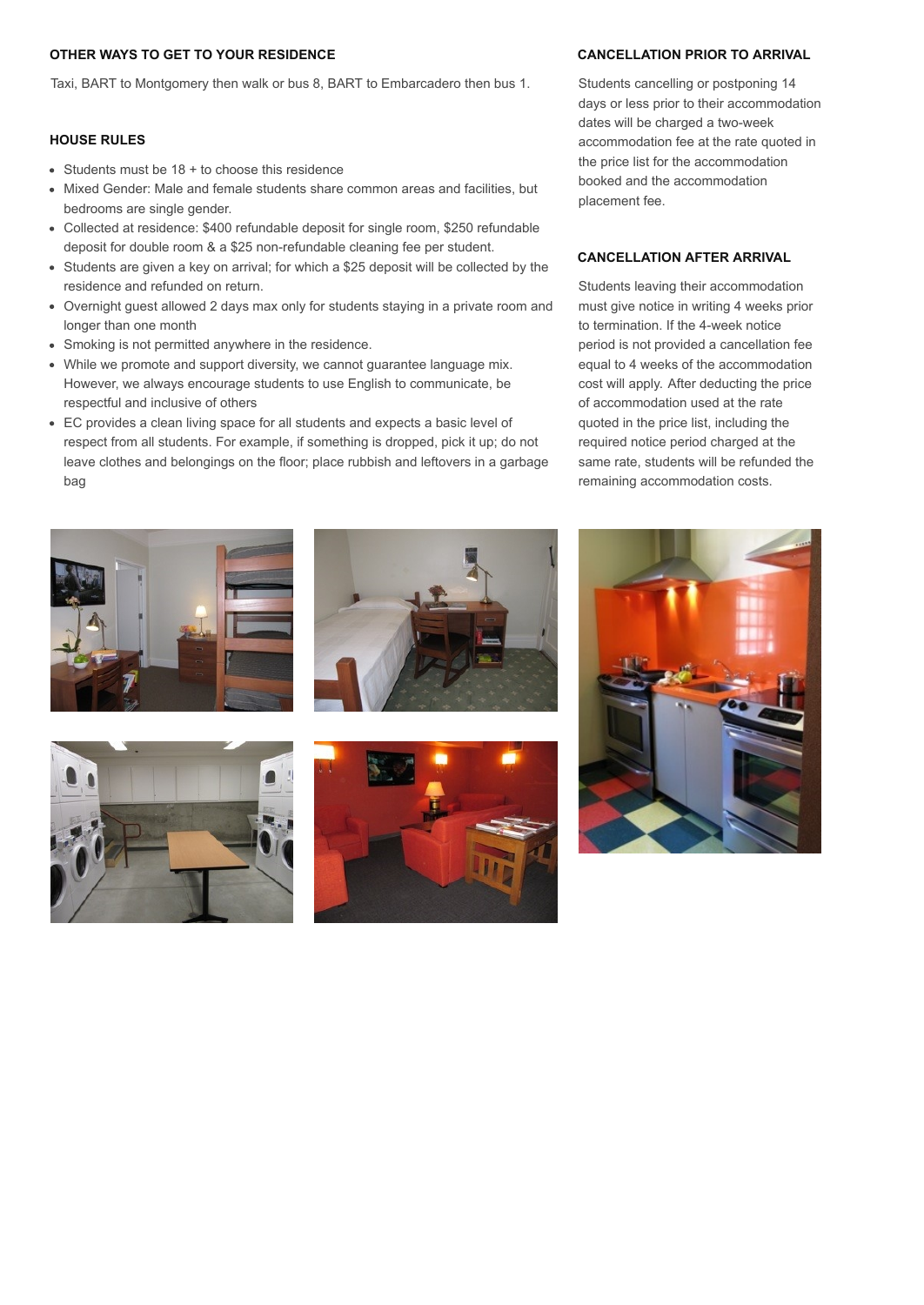## OTHER WAYS TO GET TO YOUR RESIDENCE

Taxi, BART to Montgomery then walk or bus 8, BART to Embarcadero then bus 1.

## HOUSE RULES

- Students must be 18 + to choose this residence
- Mixed Gender: Male and female students share common areas and facilities, but bedrooms are single gender.
- Collected at residence: $400 refundable deposit for single room, $250 refundable deposit for double room & a $25 non-refundable cleaning fee per student.
- Students are given a key on arrival; for which a $25 deposit will be collected by the residence and refunded on return.
- Overnight guest allowed 2 days max only for students staying in a private room and longer than one month
- Smoking is not permitted anywhere in the residence.
- While we promote and support diversity, we cannot guarantee language mix. However, we always encourage students to use English to communicate, be respectful and inclusive of others
- EC provides a clean living space for all students and expects a basic level of respect from all students. For example, if something is dropped, pick it up; do not leave clothes and belongings on the floor; place rubbish and leftovers in a garbage bag

## CANCELLATION PRIOR TO ARRIVAL

Students cancelling or postponing 14 days or less prior to their accommodation dates will be charged a two-week accommodation fee at the rate quoted in the price list for the accommodation booked and the accommodation placement fee.

## CANCELLATION AFTER ARRIVAL

Students leaving their accommodation must give notice in writing 4 weeks prior to termination. If the 4-week notice period is not provided a cancellation fee equal to 4 weeks of the accommodation cost will apply. After deducting the price of accommodation used at the rate quoted in the price list, including the required notice period charged at the same rate, students will be refunded the remaining accommodation costs.